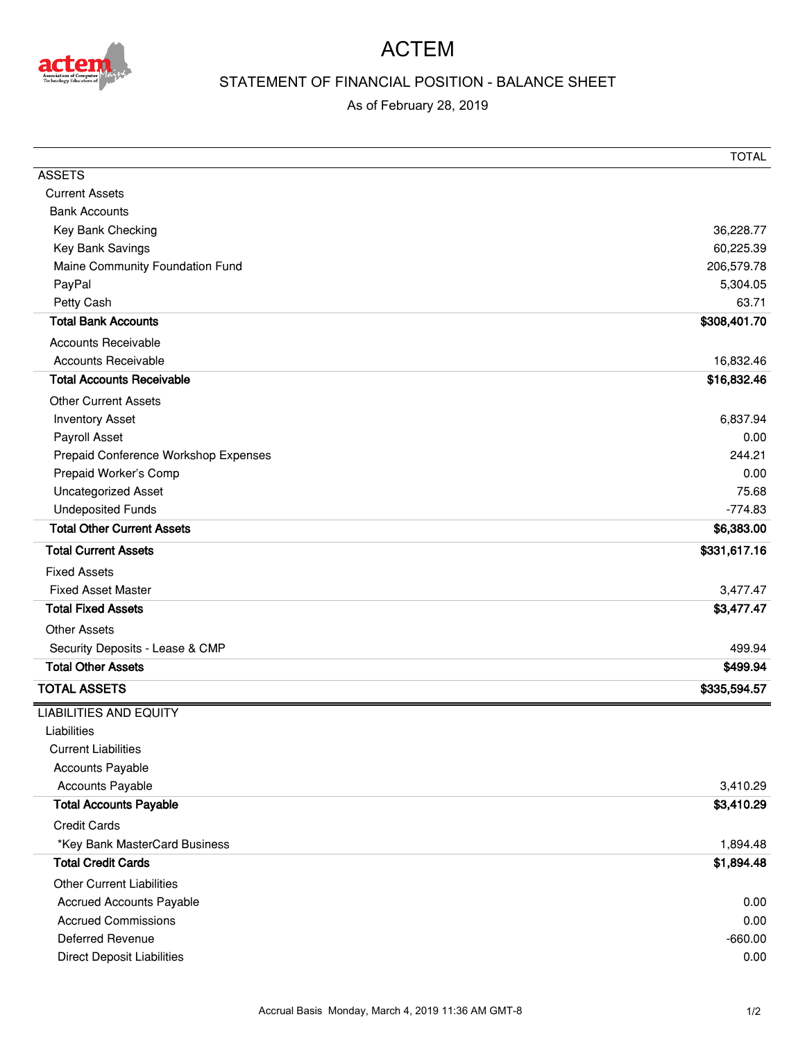# ACTEM

## STATEMENT OF FINANCIAL POSITION - BALANCE SHEET

As of February 28, 2019

| | TOTAL |
|---|---|
| ASSETS | |
| Current Assets | |
| Bank Accounts | |
| Key Bank Checking | 36,228.77 |
| Key Bank Savings | 60,225.39 |
| Maine Community Foundation Fund | 206,579.78 |
| PayPal | 5,304.05 |
| Petty Cash | 63.71 |
| **Total Bank Accounts** | **$308,401.70** |
| Accounts Receivable | |
| Accounts Receivable | 16,832.46 |
| **Total Accounts Receivable** | **$16,832.46** |
| Other Current Assets | |
| Inventory Asset | 6,837.94 |
| Payroll Asset | 0.00 |
| Prepaid Conference Workshop Expenses | 244.21 |
| Prepaid Worker's Comp | 0.00 |
| Uncategorized Asset | 75.68 |
| Undeposited Funds | -774.83 |
| **Total Other Current Assets** | **$6,383.00** |
| **Total Current Assets** | **$331,617.16** |
| Fixed Assets | |
| Fixed Asset Master | 3,477.47 |
| **Total Fixed Assets** | **$3,477.47** |
| Other Assets | |
| Security Deposits - Lease & CMP | 499.94 |
| **Total Other Assets** | **$499.94** |
| **TOTAL ASSETS** | **$335,594.57** |
| LIABILITIES AND EQUITY | |
| Liabilities | |
| Current Liabilities | |
| Accounts Payable | |
| Accounts Payable | 3,410.29 |
| **Total Accounts Payable** | **$3,410.29** |
| Credit Cards | |
| *Key Bank MasterCard Business | 1,894.48 |
| **Total Credit Cards** | **$1,894.48** |
| Other Current Liabilities | |
| Accrued Accounts Payable | 0.00 |
| Accrued Commissions | 0.00 |
| Deferred Revenue | -660.00 |
| Direct Deposit Liabilities | 0.00 |

Accrual Basis Monday, March 4, 2019 11:36 AM GMT-8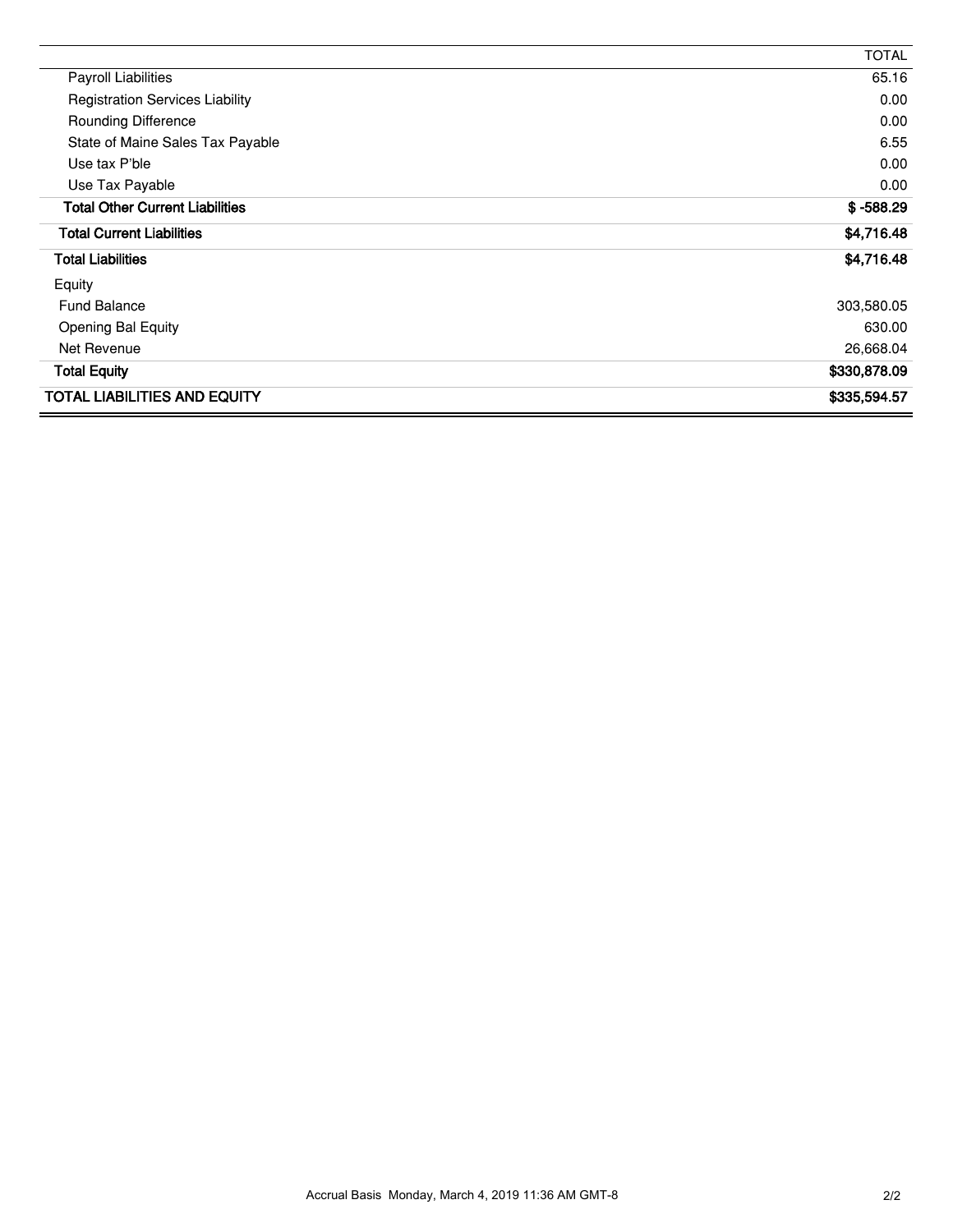| | TOTAL |
|---|---|
| Payroll Liabilities | 65.16 |
| Registration Services Liability | 0.00 |
| Rounding Difference | 0.00 |
| State of Maine Sales Tax Payable | 6.55 |
| Use tax P'ble | 0.00 |
| Use Tax Payable | 0.00 |
| **Total Other Current Liabilities** | **$ -588.29** |
| **Total Current Liabilities** | **$4,716.48** |
| **Total Liabilities** | **$4,716.48** |
| Equity | |
| Fund Balance | 303,580.05 |
| Opening Bal Equity | 630.00 |
| Net Revenue | 26,668.04 |
| **Total Equity** | **$330,878.09** |
| **TOTAL LIABILITIES AND EQUITY** | **$335,594.57** |

Accrual Basis Monday, March 4, 2019 11:36 AM GMT-8